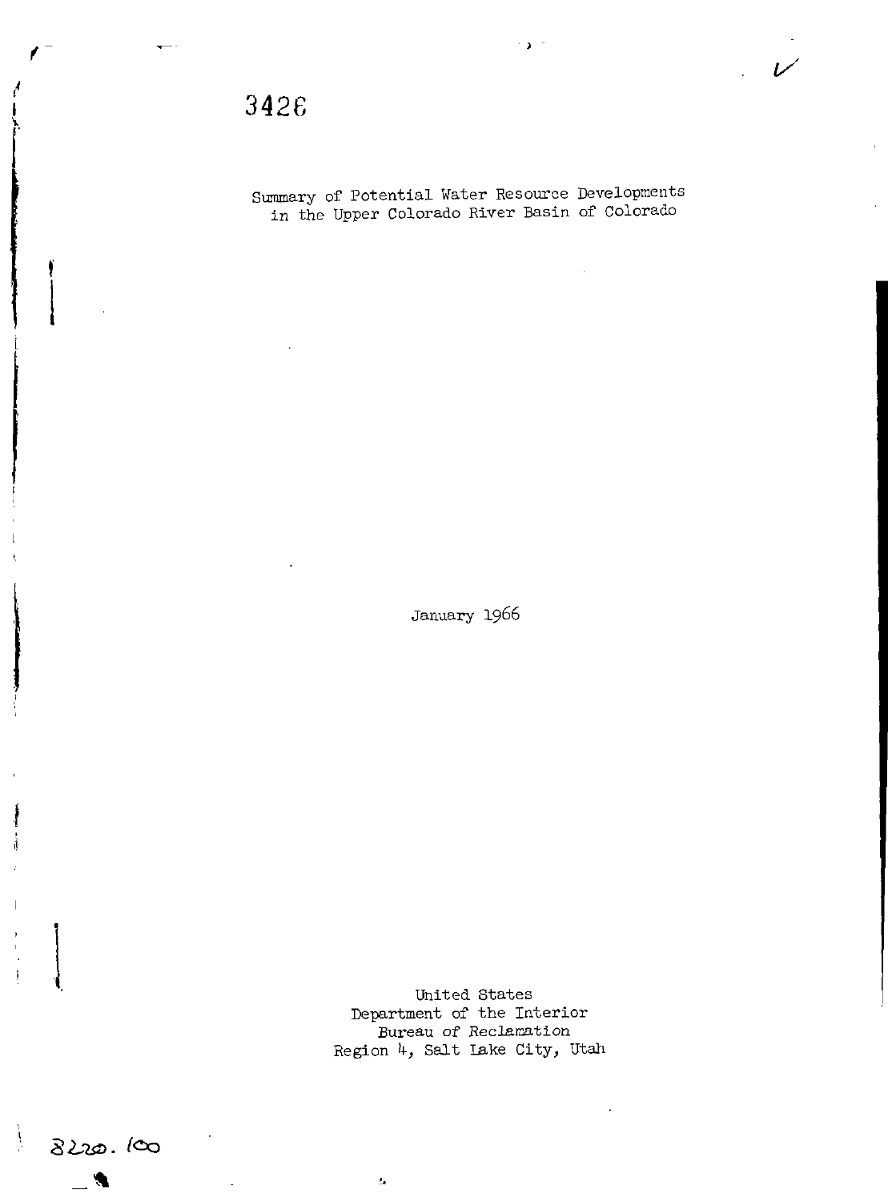3428

# Summary of Potential Water Resource Developments in the Upper Colorado River Basin of Colorado

January 1966

United States
Department of the Interior
Bureau of Reclamation
Region 4, Salt Lake City, Utah

8220.100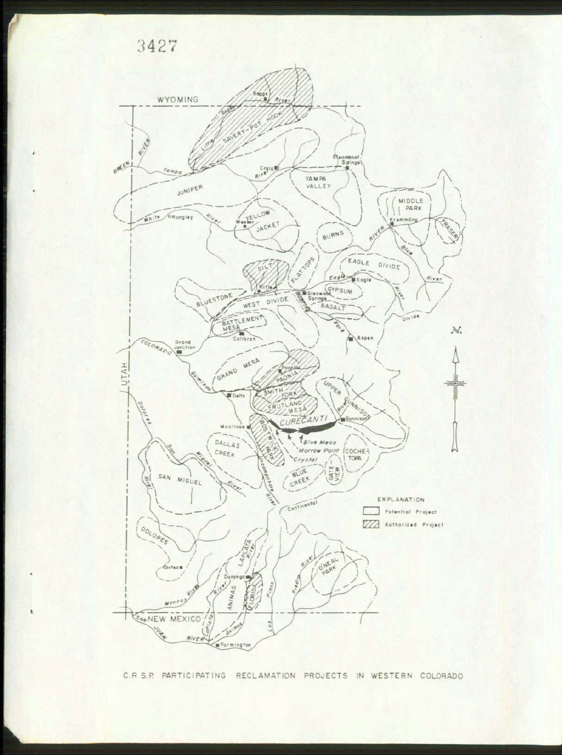C.R.S.P. PARTICIPATING RECLAMATION PROJECTS IN WESTERN COLORADO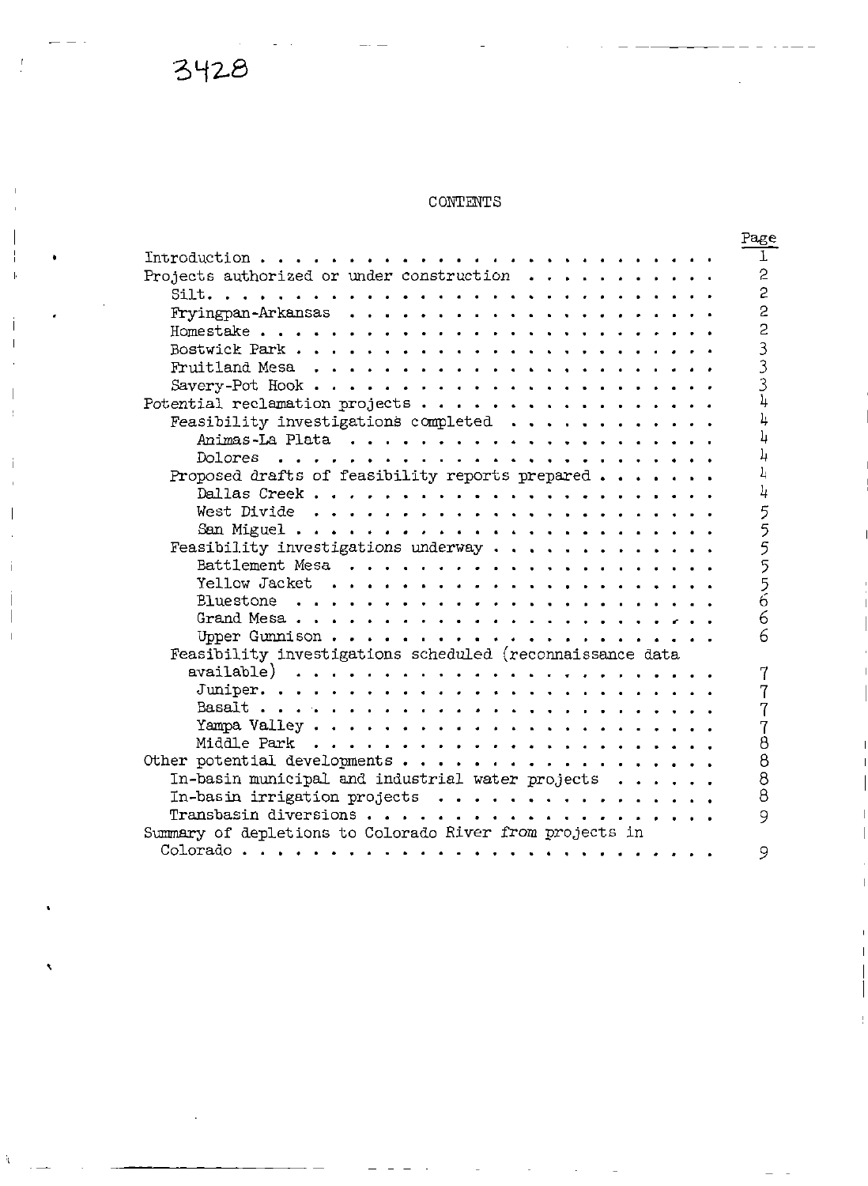3428

# CONTENTS

| | Page |
|---|---|
| Introduction | 1 |
| Projects authorized or under construction | 2 |
| Silt | 2 |
| Fryingpan-Arkansas | 2 |
| Homestake | 2 |
| Bostwick Park | 3 |
| Fruitland Mesa | 3 |
| Savery-Pot Hook | 3 |
| Potential reclamation projects | 4 |
| Feasibility investigations completed | 4 |
| Animas-La Plata | 4 |
| Dolores | 4 |
| Proposed drafts of feasibility reports prepared | 4 |
| Dallas Creek | 4 |
| West Divide | 5 |
| San Miguel | 5 |
| Feasibility investigations underway | 5 |
| Battlement Mesa | 5 |
| Yellow Jacket | 5 |
| Bluestone | 6 |
| Grand Mesa | 6 |
| Upper Gunnison | 6 |
| Feasibility investigations scheduled (reconnaissance data available) | 7 |
| Juniper | 7 |
| Basalt | 7 |
| Yampa Valley | 7 |
| Middle Park | 8 |
| Other potential developments | 8 |
| In-basin municipal and industrial water projects | 8 |
| In-basin irrigation projects | 8 |
| Transbasin diversions | 9 |
| Summary of depletions to Colorado River from projects in Colorado | 9 |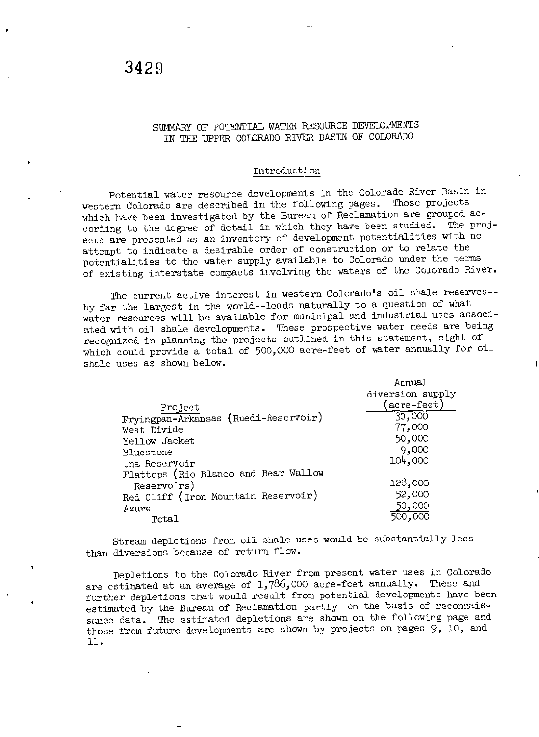3429

# SUMMARY OF POTENTIAL WATER RESOURCE DEVELOPMENTS IN THE UPPER COLORADO RIVER BASIN OF COLORADO

## Introduction

Potential water resource developments in the Colorado River Basin in western Colorado are described in the following pages. Those projects which have been investigated by the Bureau of Reclamation are grouped according to the degree of detail in which they have been studied. The projects are presented as an inventory of development potentialities with no attempt to indicate a desirable order of construction or to relate the potentialities to the water supply available to Colorado under the terms of existing interstate compacts involving the waters of the Colorado River.

The current active interest in western Colorado's oil shale reserves--by far the largest in the world--leads naturally to a question of what water resources will be available for municipal and industrial uses associated with oil shale developments. These prospective water needs are being recognized in planning the projects outlined in this statement, eight of which could provide a total of 500,000 acre-feet of water annually for oil shale uses as shown below.

| Project | Annual diversion supply (acre-feet) |
|---|---|
| Fryingpan-Arkansas (Ruedi-Reservoir) | 30,000 |
| West Divide | 77,000 |
| Yellow Jacket | 50,000 |
| Bluestone | 9,000 |
| Una Reservoir | 104,000 |
| Flattops (Rio Blanco and Bear Wallow Reservoirs) | 128,000 |
| Red Cliff (Iron Mountain Reservoir) | 52,000 |
| Azure | 50,000 |
| Total | 500,000 |

Stream depletions from oil shale uses would be substantially less than diversions because of return flow.

Depletions to the Colorado River from present water uses in Colorado are estimated at an average of 1,786,000 acre-feet annually. These and further depletions that would result from potential developments have been estimated by the Bureau of Reclamation partly on the basis of reconnaissance data. The estimated depletions are shown on the following page and those from future developments are shown by projects on pages 9, 10, and 11.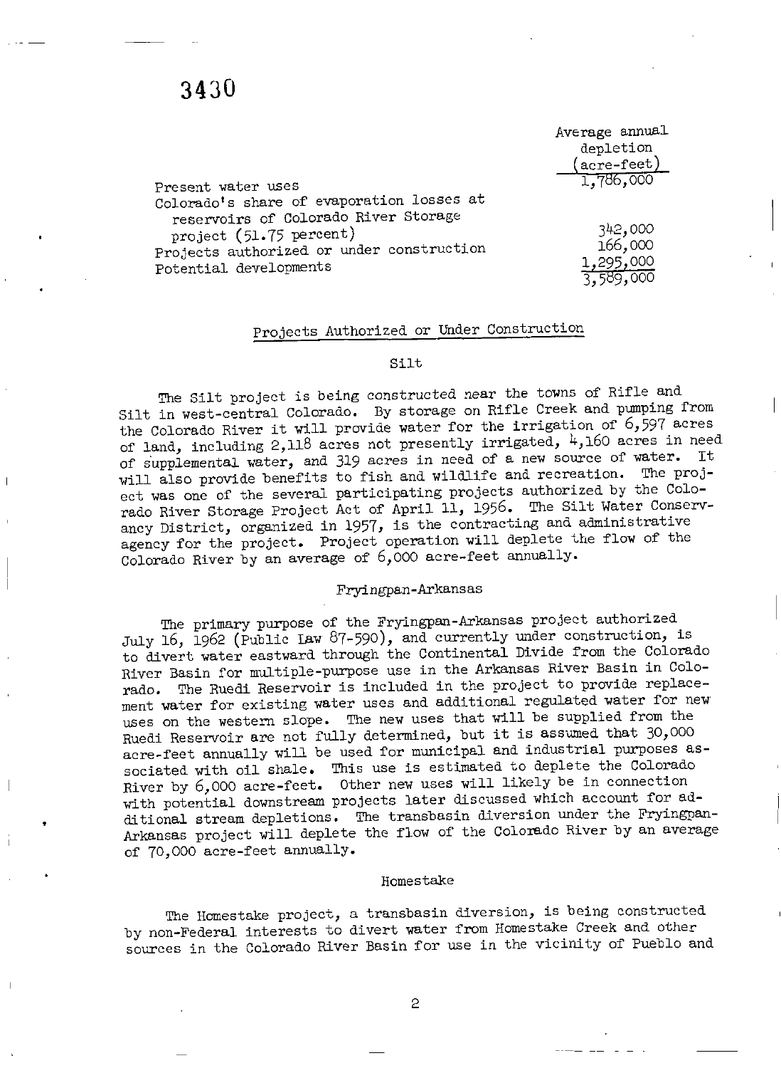3430

| | Average annual depletion (acre-feet) |
|---|---|
| Present water uses | 1,786,000 |
| Colorado's share of evaporation losses at reservoirs of Colorado River Storage project (51.75 percent) | 342,000 |
| Projects authorized or under construction | 166,000 |
| Potential developments | 1,295,000 |
| | 3,589,000 |

## Projects Authorized or Under Construction

### Silt

The Silt project is being constructed near the towns of Rifle and Silt in west-central Colorado. By storage on Rifle Creek and pumping from the Colorado River it will provide water for the irrigation of 6,597 acres of land, including 2,118 acres not presently irrigated, 4,160 acres in need of supplemental water, and 319 acres in need of a new source of water. It will also provide benefits to fish and wildlife and recreation. The project was one of the several participating projects authorized by the Colorado River Storage Project Act of April 11, 1956. The Silt Water Conservancy District, organized in 1957, is the contracting and administrative agency for the project. Project operation will deplete the flow of the Colorado River by an average of 6,000 acre-feet annually.

### Fryingpan-Arkansas

The primary purpose of the Fryingpan-Arkansas project authorized July 16, 1962 (Public Law 87-590), and currently under construction, is to divert water eastward through the Continental Divide from the Colorado River Basin for multiple-purpose use in the Arkansas River Basin in Colorado. The Ruedi Reservoir is included in the project to provide replacement water for existing water uses and additional regulated water for new uses on the western slope. The new uses that will be supplied from the Ruedi Reservoir are not fully determined, but it is assumed that 30,000 acre-feet annually will be used for municipal and industrial purposes associated with oil shale. This use is estimated to deplete the Colorado River by 6,000 acre-feet. Other new uses will likely be in connection with potential downstream projects later discussed which account for additional stream depletions. The transbasin diversion under the Fryingpan-Arkansas project will deplete the flow of the Colorado River by an average of 70,000 acre-feet annually.

### Homestake

The Homestake project, a transbasin diversion, is being constructed by non-Federal interests to divert water from Homestake Creek and other sources in the Colorado River Basin for use in the vicinity of Pueblo and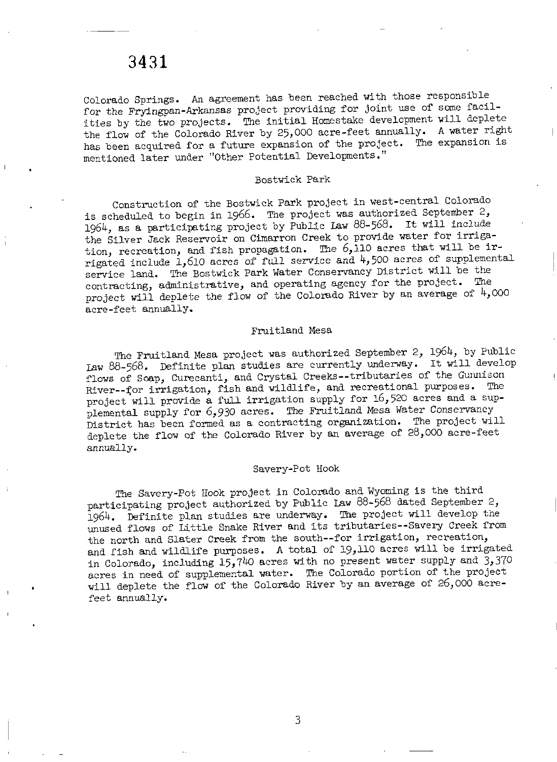Colorado Springs. An agreement has been reached with those responsible for the Fryingpan-Arkansas project providing for joint use of some facilities by the two projects. The initial Homestake development will deplete the flow of the Colorado River by 25,000 acre-feet annually. A water right has been acquired for a future expansion of the project. The expansion is mentioned later under "Other Potential Developments."

### Bostwick Park

Construction of the Bostwick Park project in west-central Colorado is scheduled to begin in 1966. The project was authorized September 2, 1964, as a participating project by Public Law 88-568. It will include the Silver Jack Reservoir on Cimarron Creek to provide water for irrigation, recreation, and fish propagation. The 6,110 acres that will be irrigated include 1,610 acres of full service and 4,500 acres of supplemental service land. The Bostwick Park Water Conservancy District will be the contracting, administrative, and operating agency for the project. The project will deplete the flow of the Colorado River by an average of 4,000 acre-feet annually.

### Fruitland Mesa

The Fruitland Mesa project was authorized September 2, 1964, by Public Law 88-568. Definite plan studies are currently underway. It will develop flows of Soap, Curecanti, and Crystal Creeks--tributaries of the Gunnison River--for irrigation, fish and wildlife, and recreational purposes. The project will provide a full irrigation supply for 16,520 acres and a supplemental supply for 6,930 acres. The Fruitland Mesa Water Conservancy District has been formed as a contracting organization. The project will deplete the flow of the Colorado River by an average of 28,000 acre-feet annually.

### Savery-Pot Hook

The Savery-Pot Hook project in Colorado and Wyoming is the third participating project authorized by Public Law 88-568 dated September 2, 1964. Definite plan studies are underway. The project will develop the unused flows of Little Snake River and its tributaries--Savery Creek from the north and Slater Creek from the south--for irrigation, recreation, and fish and wildlife purposes. A total of 19,110 acres will be irrigated in Colorado, including 15,740 acres with no present water supply and 3,370 acres in need of supplemental water. The Colorado portion of the project will deplete the flow of the Colorado River by an average of 26,000 acre-feet annually.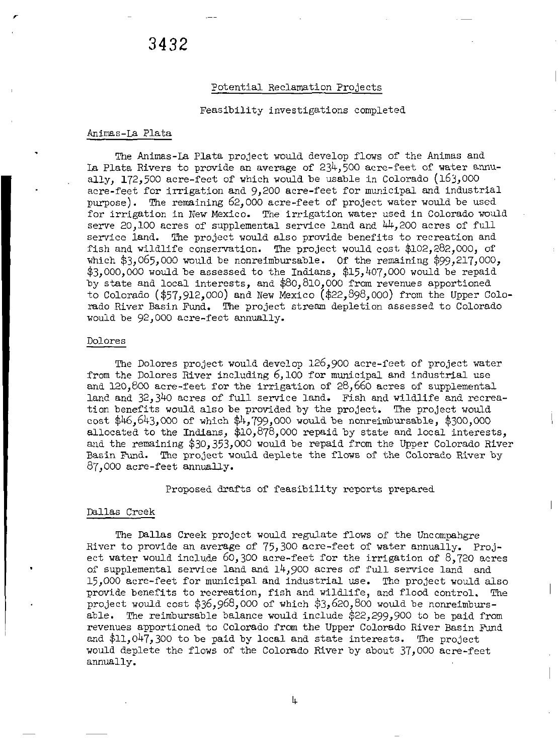3432

## Potential Reclamation Projects

### Feasibility investigations completed

#### Animas-La Plata

The Animas-La Plata project would develop flows of the Animas and La Plata Rivers to provide an average of 234,500 acre-feet of water annually, 172,500 acre-feet of which would be usable in Colorado (163,000 acre-feet for irrigation and 9,200 acre-feet for municipal and industrial purpose). The remaining 62,000 acre-feet of project water would be used for irrigation in New Mexico. The irrigation water used in Colorado would serve 20,100 acres of supplemental service land and 44,200 acres of full service land. The project would also provide benefits to recreation and fish and wildlife conservation. The project would cost $102,282,000, of which $3,065,000 would be nonreimbursable. Of the remaining $99,217,000, $3,000,000 would be assessed to the Indians, $15,407,000 would be repaid by state and local interests, and $80,810,000 from revenues apportioned to Colorado ($57,912,000) and New Mexico ($22,898,000) from the Upper Colorado River Basin Fund. The project stream depletion assessed to Colorado would be 92,000 acre-feet annually.

#### Dolores

The Dolores project would develop 126,900 acre-feet of project water from the Dolores River including 6,100 for municipal and industrial use and 120,800 acre-feet for the irrigation of 28,660 acres of supplemental land and 32,340 acres of full service land. Fish and wildlife and recreation benefits would also be provided by the project. The project would cost $46,643,000 of which $4,799,000 would be nonreimbursable, $300,000 allocated to the Indians, $10,878,000 repaid by state and local interests, and the remaining $30,353,000 would be repaid from the Upper Colorado River Basin Fund. The project would deplete the flows of the Colorado River by 87,000 acre-feet annually.

### Proposed drafts of feasibility reports prepared

#### Dallas Creek

The Dallas Creek project would regulate flows of the Uncompahgre River to provide an average of 75,300 acre-feet of water annually. Project water would include 60,300 acre-feet for the irrigation of 8,720 acres of supplemental service land and 14,900 acres of full service land and 15,000 acre-feet for municipal and industrial use. The project would also provide benefits to recreation, fish and wildlife, and flood control. The project would cost $36,968,000 of which $3,620,800 would be nonreimbursable. The reimbursable balance would include $22,299,900 to be paid from revenues apportioned to Colorado from the Upper Colorado River Basin Fund and $11,047,300 to be paid by local and state interests. The project would deplete the flows of the Colorado River by about 37,000 acre-feet annually.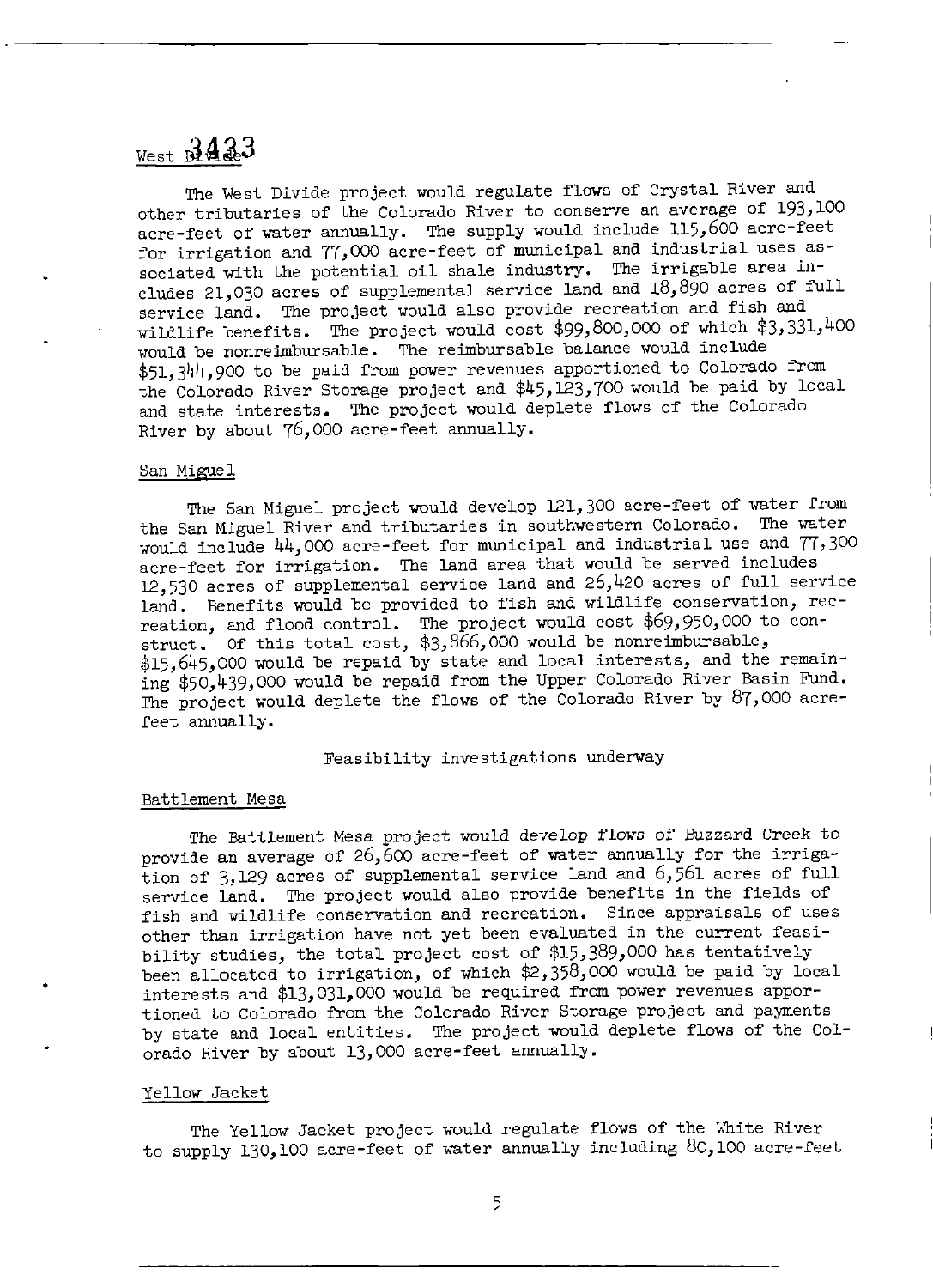### West Divide

The West Divide project would regulate flows of Crystal River and other tributaries of the Colorado River to conserve an average of 193,100 acre-feet of water annually. The supply would include 115,600 acre-feet for irrigation and 77,000 acre-feet of municipal and industrial uses associated with the potential oil shale industry. The irrigable area includes 21,030 acres of supplemental service land and 18,890 acres of full service land. The project would also provide recreation and fish and wildlife benefits. The project would cost $99,800,000 of which $3,331,400 would be nonreimbursable. The reimbursable balance would include $51,344,900 to be paid from power revenues apportioned to Colorado from the Colorado River Storage project and $45,123,700 would be paid by local and state interests. The project would deplete flows of the Colorado River by about 76,000 acre-feet annually.

### San Miguel

The San Miguel project would develop 121,300 acre-feet of water from the San Miguel River and tributaries in southwestern Colorado. The water would include 44,000 acre-feet for municipal and industrial use and 77,300 acre-feet for irrigation. The land area that would be served includes 12,530 acres of supplemental service land and 26,420 acres of full service land. Benefits would be provided to fish and wildlife conservation, recreation, and flood control. The project would cost $69,950,000 to construct. Of this total cost, $3,866,000 would be nonreimbursable, $15,645,000 would be repaid by state and local interests, and the remaining $50,439,000 would be repaid from the Upper Colorado River Basin Fund. The project would deplete the flows of the Colorado River by 87,000 acre-feet annually.

## Feasibility investigations underway

### Battlement Mesa

The Battlement Mesa project would develop flows of Buzzard Creek to provide an average of 26,600 acre-feet of water annually for the irrigation of 3,129 acres of supplemental service land and 6,561 acres of full service land. The project would also provide benefits in the fields of fish and wildlife conservation and recreation. Since appraisals of uses other than irrigation have not yet been evaluated in the current feasibility studies, the total project cost of $15,389,000 has tentatively been allocated to irrigation, of which $2,358,000 would be paid by local interests and $13,031,000 would be required from power revenues apportioned to Colorado from the Colorado River Storage project and payments by state and local entities. The project would deplete flows of the Colorado River by about 13,000 acre-feet annually.

### Yellow Jacket

The Yellow Jacket project would regulate flows of the White River to supply 130,100 acre-feet of water annually including 80,100 acre-feet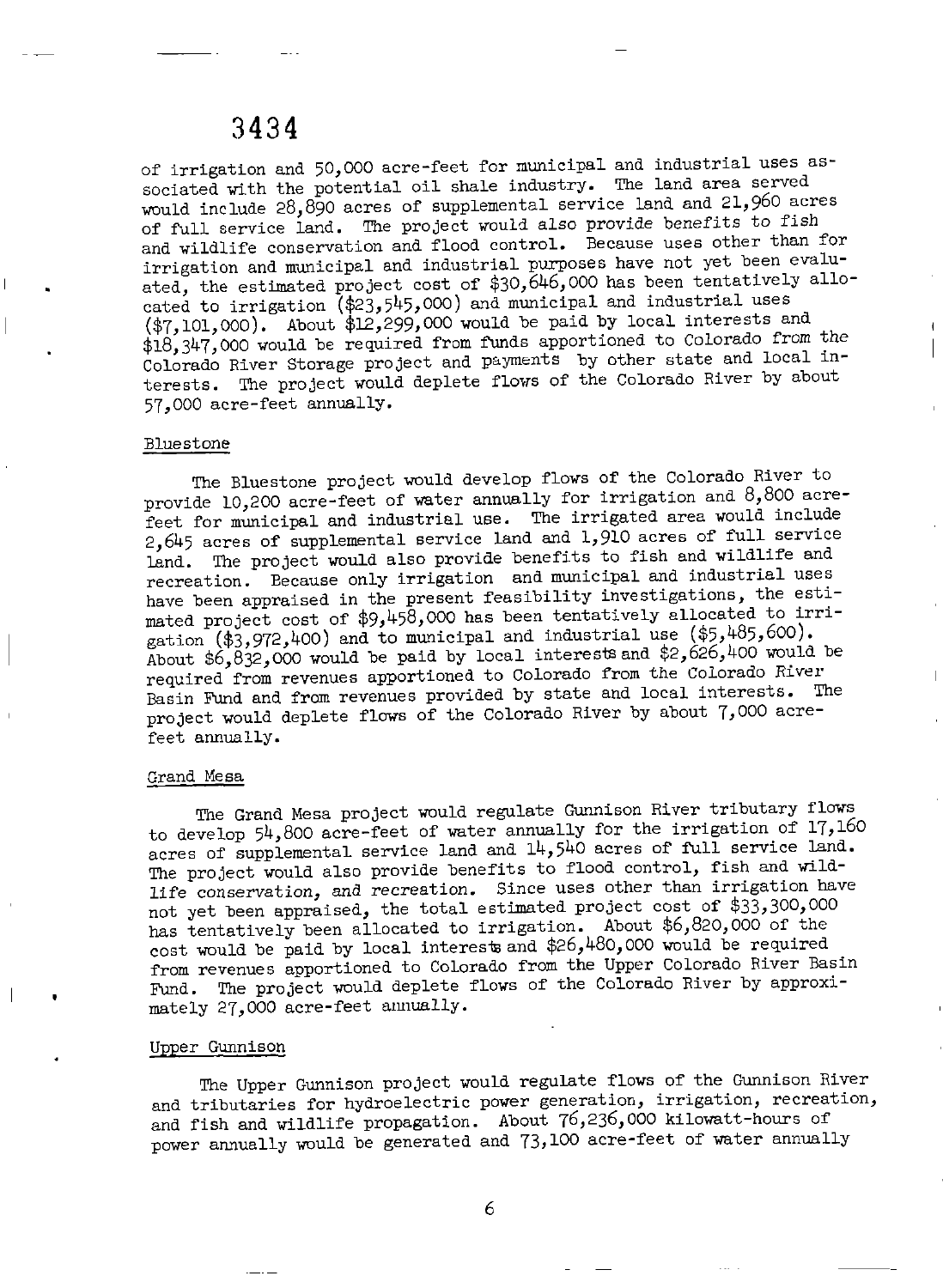of irrigation and 50,000 acre-feet for municipal and industrial uses associated with the potential oil shale industry. The land area served would include 28,890 acres of supplemental service land and 21,960 acres of full service land. The project would also provide benefits to fish and wildlife conservation and flood control. Because uses other than for irrigation and municipal and industrial purposes have not yet been evaluated, the estimated project cost of $30,646,000 has been tentatively allocated to irrigation ($23,545,000) and municipal and industrial uses ($7,101,000). About $12,299,000 would be paid by local interests and $18,347,000 would be required from funds apportioned to Colorado from the Colorado River Storage project and payments by other state and local interests. The project would deplete flows of the Colorado River by about 57,000 acre-feet annually.

### Bluestone

The Bluestone project would develop flows of the Colorado River to provide 10,200 acre-feet of water annually for irrigation and 8,800 acre-feet for municipal and industrial use. The irrigated area would include 2,645 acres of supplemental service land and 1,910 acres of full service land. The project would also provide benefits to fish and wildlife and recreation. Because only irrigation and municipal and industrial uses have been appraised in the present feasibility investigations, the estimated project cost of $9,458,000 has been tentatively allocated to irrigation ($3,972,400) and to municipal and industrial use ($5,485,600). About $6,832,000 would be paid by local interests and $2,626,400 would be required from revenues apportioned to Colorado from the Colorado River Basin Fund and from revenues provided by state and local interests. The project would deplete flows of the Colorado River by about 7,000 acre-feet annually.

### Grand Mesa

The Grand Mesa project would regulate Gunnison River tributary flows to develop 54,800 acre-feet of water annually for the irrigation of 17,160 acres of supplemental service land and 14,540 acres of full service land. The project would also provide benefits to flood control, fish and wildlife conservation, and recreation. Since uses other than irrigation have not yet been appraised, the total estimated project cost of $33,300,000 has tentatively been allocated to irrigation. About $6,820,000 of the cost would be paid by local interests and $26,480,000 would be required from revenues apportioned to Colorado from the Upper Colorado River Basin Fund. The project would deplete flows of the Colorado River by approximately 27,000 acre-feet annually.

### Upper Gunnison

The Upper Gunnison project would regulate flows of the Gunnison River and tributaries for hydroelectric power generation, irrigation, recreation, and fish and wildlife propagation. About 76,236,000 kilowatt-hours of power annually would be generated and 73,100 acre-feet of water annually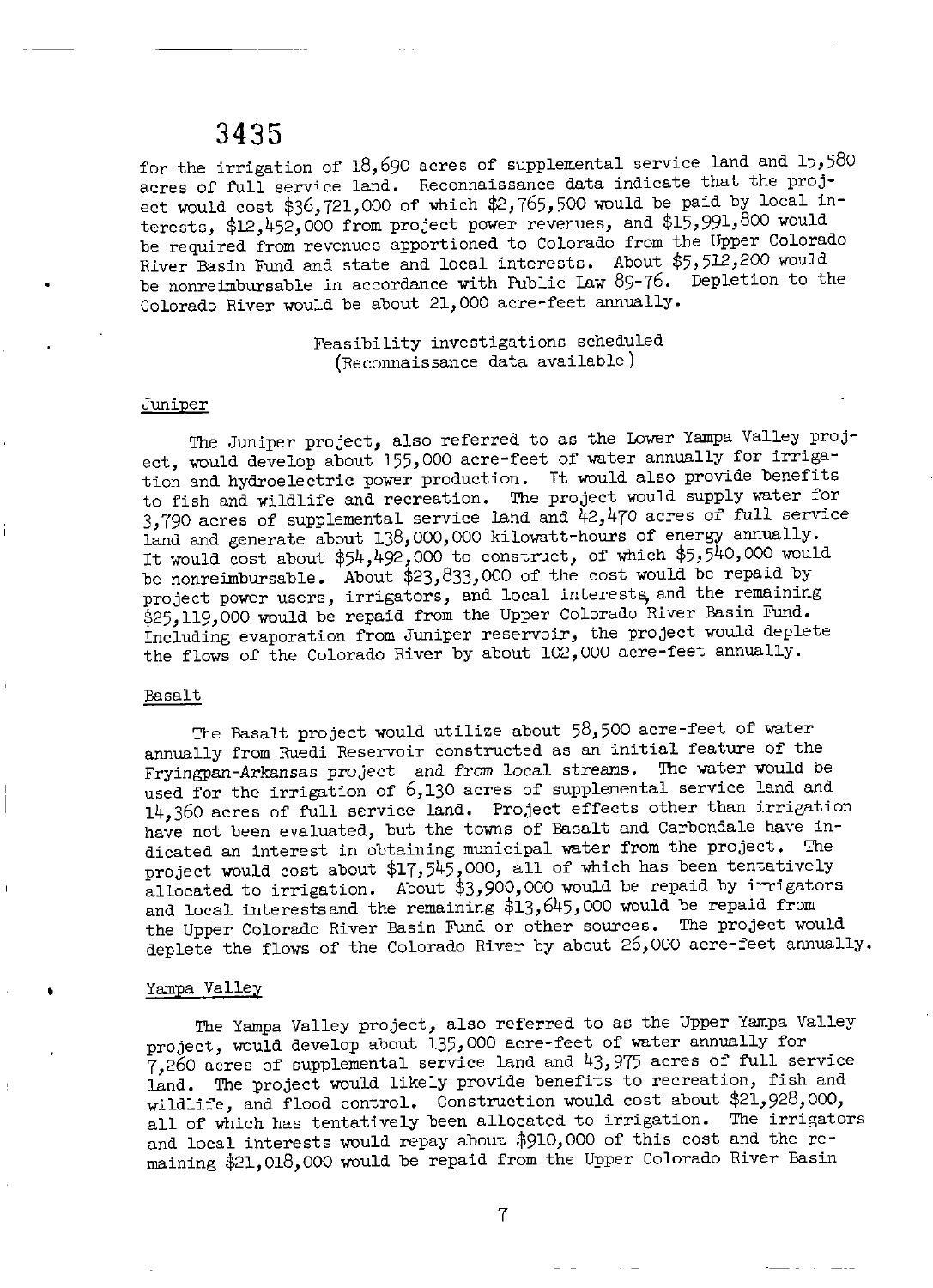for the irrigation of 18,690 acres of supplemental service land and 15,580 acres of full service land. Reconnaissance data indicate that the project would cost $36,721,000 of which $2,765,500 would be paid by local interests, $12,452,000 from project power revenues, and $15,991,800 would be required from revenues apportioned to Colorado from the Upper Colorado River Basin Fund and state and local interests. About $5,512,200 would be nonreimbursable in accordance with Public Law 89-76. Depletion to the Colorado River would be about 21,000 acre-feet annually.

Feasibility investigations scheduled
(Reconnaissance data available)

### Juniper

The Juniper project, also referred to as the Lower Yampa Valley project, would develop about 155,000 acre-feet of water annually for irrigation and hydroelectric power production. It would also provide benefits to fish and wildlife and recreation. The project would supply water for 3,790 acres of supplemental service land and 42,470 acres of full service land and generate about 138,000,000 kilowatt-hours of energy annually. It would cost about $54,492,000 to construct, of which $5,540,000 would be nonreimbursable. About $23,833,000 of the cost would be repaid by project power users, irrigators, and local interests, and the remaining $25,119,000 would be repaid from the Upper Colorado River Basin Fund. Including evaporation from Juniper reservoir, the project would deplete the flows of the Colorado River by about 102,000 acre-feet annually.

### Basalt

The Basalt project would utilize about 58,500 acre-feet of water annually from Ruedi Reservoir constructed as an initial feature of the Fryingpan-Arkansas project and from local streams. The water would be used for the irrigation of 6,130 acres of supplemental service land and 14,360 acres of full service land. Project effects other than irrigation have not been evaluated, but the towns of Basalt and Carbondale have indicated an interest in obtaining municipal water from the project. The project would cost about $17,545,000, all of which has been tentatively allocated to irrigation. About $3,900,000 would be repaid by irrigators and local interests and the remaining $13,645,000 would be repaid from the Upper Colorado River Basin Fund or other sources. The project would deplete the flows of the Colorado River by about 26,000 acre-feet annually.

### Yampa Valley

The Yampa Valley project, also referred to as the Upper Yampa Valley project, would develop about 135,000 acre-feet of water annually for 7,260 acres of supplemental service land and 43,975 acres of full service land. The project would likely provide benefits to recreation, fish and wildlife, and flood control. Construction would cost about $21,928,000, all of which has tentatively been allocated to irrigation. The irrigators and local interests would repay about $910,000 of this cost and the remaining $21,018,000 would be repaid from the Upper Colorado River Basin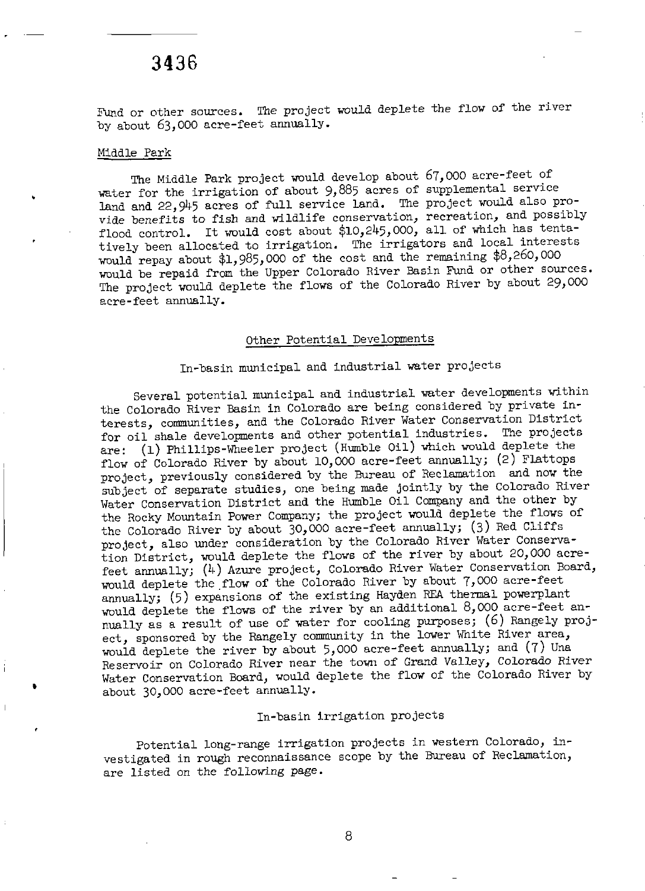Fund or other sources. The project would deplete the flow of the river by about 63,000 acre-feet annually.

### Middle Park

The Middle Park project would develop about 67,000 acre-feet of water for the irrigation of about 9,885 acres of supplemental service land and 22,945 acres of full service land. The project would also provide benefits to fish and wildlife conservation, recreation, and possibly flood control. It would cost about $10,245,000, all of which has tentatively been allocated to irrigation. The irrigators and local interests would repay about $1,985,000 of the cost and the remaining $8,260,000 would be repaid from the Upper Colorado River Basin Fund or other sources. The project would deplete the flows of the Colorado River by about 29,000 acre-feet annually.

## Other Potential Developments

### In-basin municipal and industrial water projects

Several potential municipal and industrial water developments within the Colorado River Basin in Colorado are being considered by private interests, communities, and the Colorado River Water Conservation District for oil shale developments and other potential industries. The projects are: (1) Phillips-Wheeler project (Humble Oil) which would deplete the flow of Colorado River by about 10,000 acre-feet annually; (2) Flattops project, previously considered by the Bureau of Reclamation and now the subject of separate studies, one being made jointly by the Colorado River Water Conservation District and the Humble Oil Company and the other by the Rocky Mountain Power Company; the project would deplete the flows of the Colorado River by about 30,000 acre-feet annually; (3) Red Cliffs project, also under consideration by the Colorado River Water Conservation District, would deplete the flows of the river by about 20,000 acre-feet annually; (4) Azure project, Colorado River Water Conservation Board, would deplete the flow of the Colorado River by about 7,000 acre-feet annually; (5) expansions of the existing Hayden REA thermal powerplant would deplete the flows of the river by an additional 8,000 acre-feet annually as a result of use of water for cooling purposes; (6) Rangely project, sponsored by the Rangely community in the lower White River area, would deplete the river by about 5,000 acre-feet annually; and (7) Una Reservoir on Colorado River near the town of Grand Valley, Colorado River Water Conservation Board, would deplete the flow of the Colorado River by about 30,000 acre-feet annually.

### In-basin irrigation projects

Potential long-range irrigation projects in western Colorado, investigated in rough reconnaissance scope by the Bureau of Reclamation, are listed on the following page.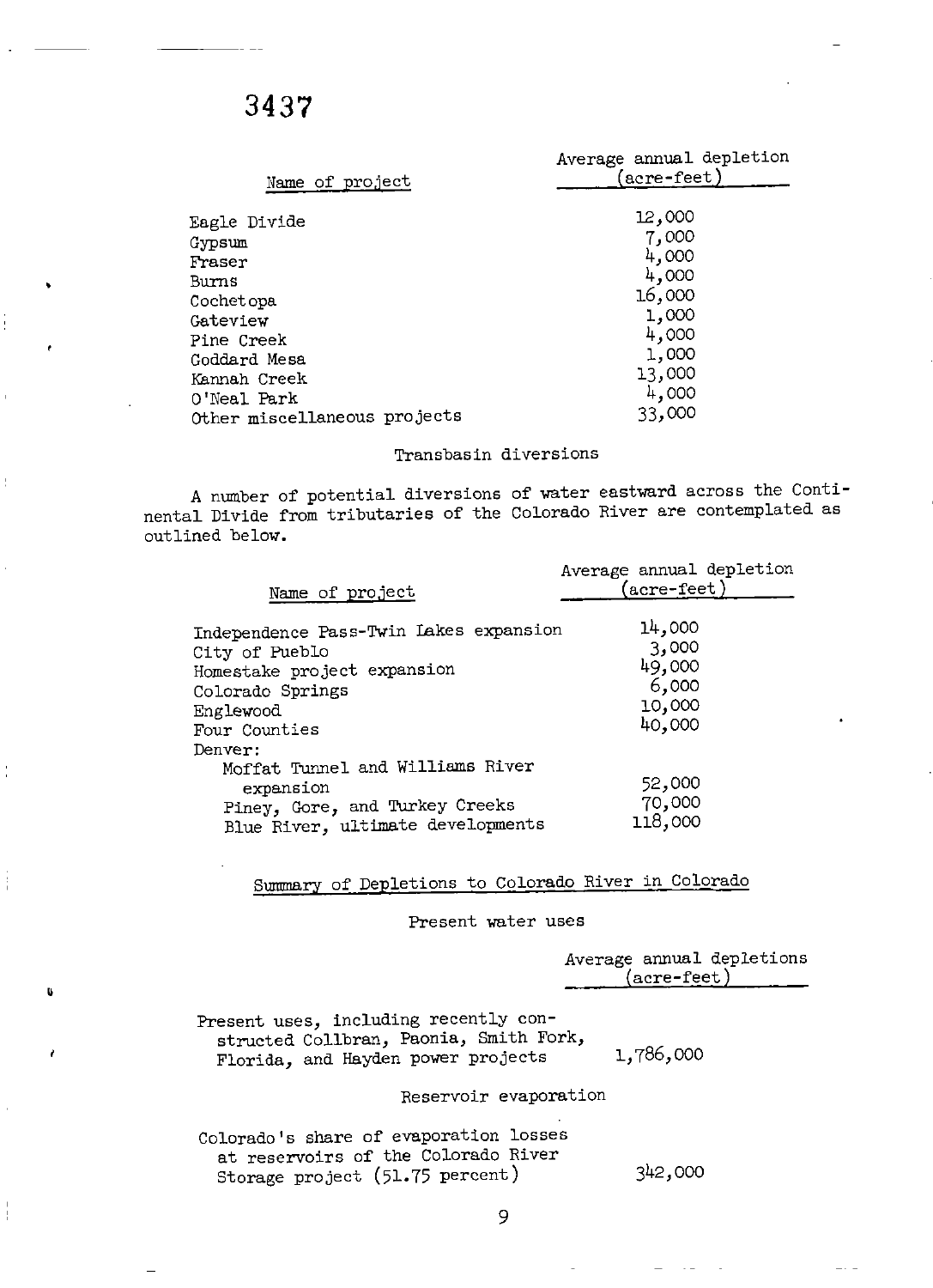3437

| Name of project | Average annual depletion (acre-feet) |
|---|---|
| Eagle Divide | 12,000 |
| Gypsum | 7,000 |
| Fraser | 4,000 |
| Burns | 4,000 |
| Cochetopa | 16,000 |
| Gateview | 1,000 |
| Pine Creek | 4,000 |
| Goddard Mesa | 1,000 |
| Kannah Creek | 13,000 |
| O'Neal Park | 4,000 |
| Other miscellaneous projects | 33,000 |

Transbasin diversions

A number of potential diversions of water eastward across the Continental Divide from tributaries of the Colorado River are contemplated as outlined below.

| Name of project | Average annual depletion (acre-feet) |
|---|---|
| Independence Pass-Twin Lakes expansion | 14,000 |
| City of Pueblo | 3,000 |
| Homestake project expansion | 49,000 |
| Colorado Springs | 6,000 |
| Englewood | 10,000 |
| Four Counties | 40,000 |
| Denver: | |
| Moffat Tunnel and Williams River expansion | 52,000 |
| Piney, Gore, and Turkey Creeks | 70,000 |
| Blue River, ultimate developments | 118,000 |

Summary of Depletions to Colorado River in Colorado

Present water uses

| | Average annual depletions (acre-feet) |
|---|---|
| Present uses, including recently constructed Collbran, Paonia, Smith Fork, Florida, and Hayden power projects | 1,786,000 |

Reservoir evaporation

| | |
|---|---|
| Colorado's share of evaporation losses at reservoirs of the Colorado River Storage project (51.75 percent) | 342,000 |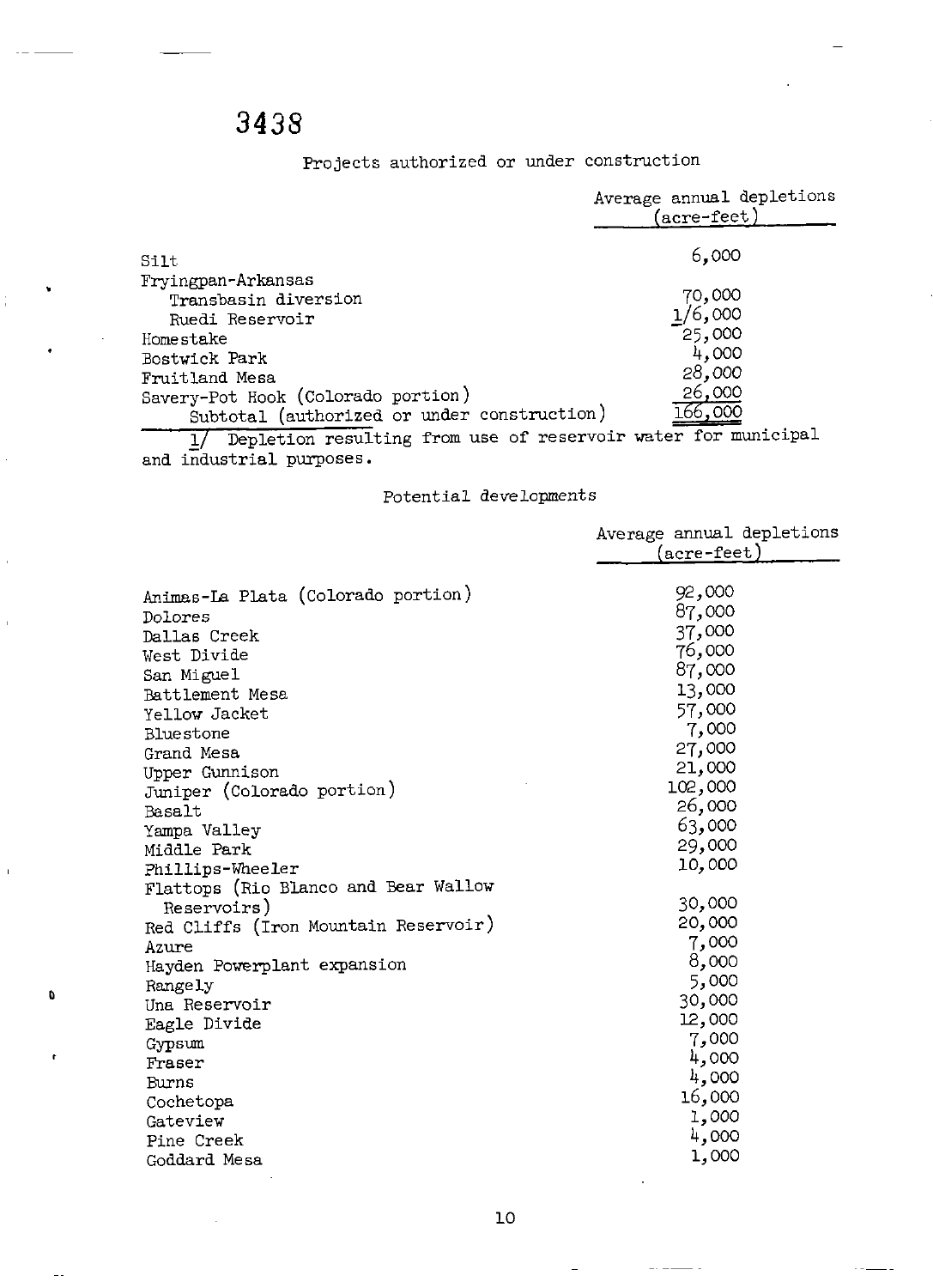3438

Projects authorized or under construction

| | Average annual depletions (acre-feet) |
|---|---|
| Silt | 6,000 |
| Fryingpan-Arkansas | |
| Transbasin diversion | 70,000 |
| Ruedi Reservoir | 1/6,000 |
| Homestake | 25,000 |
| Bostwick Park | 4,000 |
| Fruitland Mesa | 28,000 |
| Savery-Pot Hook (Colorado portion) | 26,000 |
| Subtotal (authorized or under construction) | 166,000 |

1/ Depletion resulting from use of reservoir water for municipal and industrial purposes.

Potential developments

| | Average annual depletions (acre-feet) |
|---|---|
| Animas-La Plata (Colorado portion) | 92,000 |
| Dolores | 87,000 |
| Dallas Creek | 37,000 |
| West Divide | 76,000 |
| San Miguel | 87,000 |
| Battlement Mesa | 13,000 |
| Yellow Jacket | 57,000 |
| Bluestone | 7,000 |
| Grand Mesa | 27,000 |
| Upper Gunnison | 21,000 |
| Juniper (Colorado portion) | 102,000 |
| Basalt | 26,000 |
| Yampa Valley | 63,000 |
| Middle Park | 29,000 |
| Phillips-Wheeler | 10,000 |
| Flattops (Rio Blanco and Bear Wallow Reservoirs) | 30,000 |
| Red Cliffs (Iron Mountain Reservoir) | 20,000 |
| Azure | 7,000 |
| Hayden Powerplant expansion | 8,000 |
| Rangely | 5,000 |
| Una Reservoir | 30,000 |
| Eagle Divide | 12,000 |
| Gypsum | 7,000 |
| Fraser | 4,000 |
| Burns | 4,000 |
| Cochetopa | 16,000 |
| Gateview | 1,000 |
| Pine Creek | 4,000 |
| Goddard Mesa | 1,000 |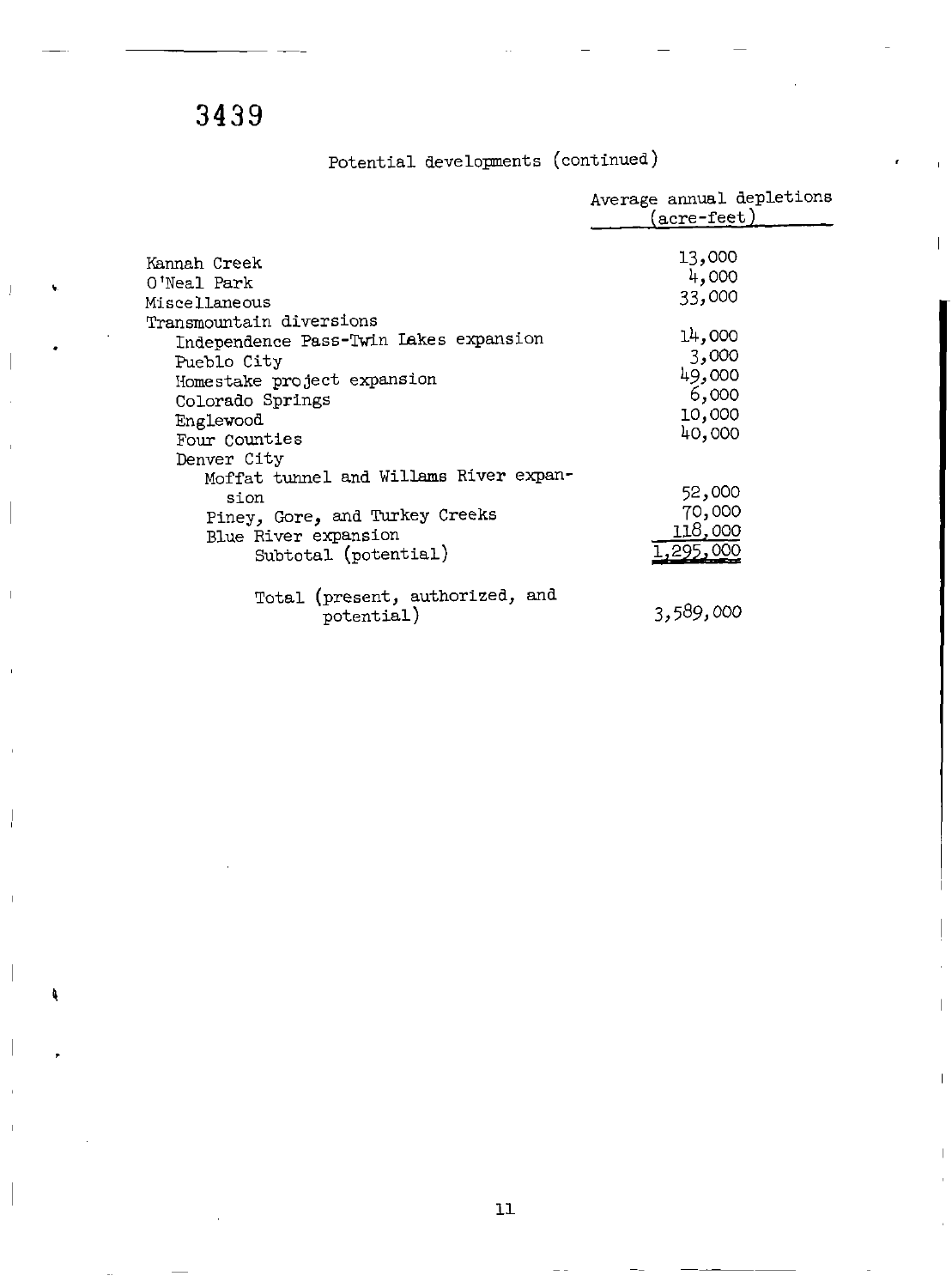3439

Potential developments (continued)

| | Average annual depletions (acre-feet) |
|---|---|
| Kannah Creek | 13,000 |
| O'Neal Park | 4,000 |
| Miscellaneous | 33,000 |
| Transmountain diversions | |
| Independence Pass-Twin Lakes expansion | 14,000 |
| Pueblo City | 3,000 |
| Homestake project expansion | 49,000 |
| Colorado Springs | 6,000 |
| Englewood | 10,000 |
| Four Counties | 40,000 |
| Denver City | |
| Moffat tunnel and Willams River expansion | 52,000 |
| Piney, Gore, and Turkey Creeks | 70,000 |
| Blue River expansion | 118,000 |
| Subtotal (potential) | 1,295,000 |
| Total (present, authorized, and potential) | 3,589,000 |